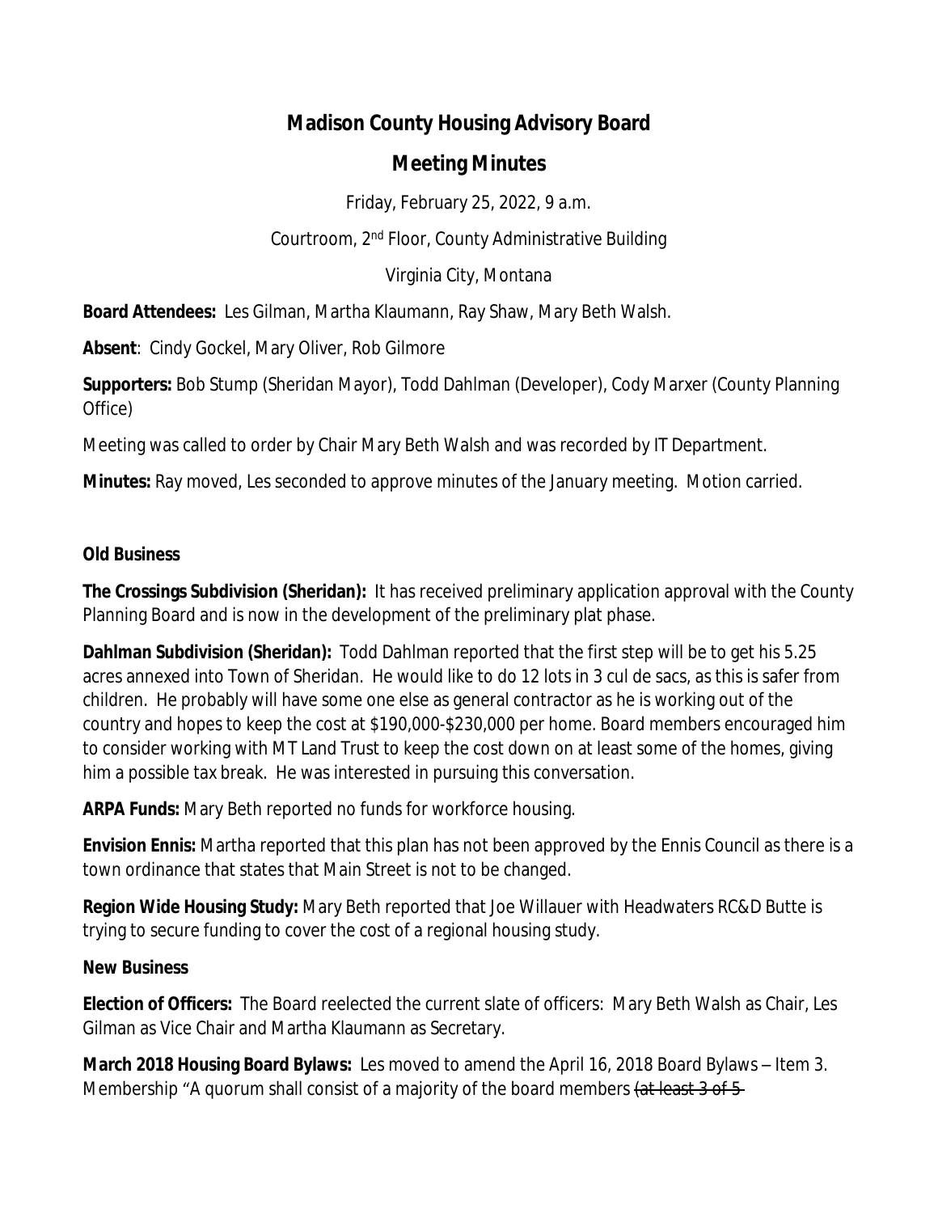# Madison County Housing Advisory Board

## Meeting Minutes

Friday, February 25, 2022, 9 a.m.

Courtroom, 2nd Floor, County Administrative Building

Virginia City, Montana

**Board Attendees:** Les Gilman, Martha Klaumann, Ray Shaw, Mary Beth Walsh.

**Absent**: Cindy Gockel, Mary Oliver, Rob Gilmore

**Supporters:** Bob Stump (Sheridan Mayor), Todd Dahlman (Developer), Cody Marxer (County Planning Office)

Meeting was called to order by Chair Mary Beth Walsh and was recorded by IT Department.

**Minutes:** Ray moved, Les seconded to approve minutes of the January meeting. Motion carried.

**Old Business**

**The Crossings Subdivision (Sheridan):** It has received preliminary application approval with the County Planning Board and is now in the development of the preliminary plat phase.

**Dahlman Subdivision (Sheridan):** Todd Dahlman reported that the first step will be to get his 5.25 acres annexed into Town of Sheridan. He would like to do 12 lots in 3 cul de sacs, as this is safer from children. He probably will have some one else as general contractor as he is working out of the country and hopes to keep the cost at $190,000-$230,000 per home. Board members encouraged him to consider working with MT Land Trust to keep the cost down on at least some of the homes, giving him a possible tax break. He was interested in pursuing this conversation.

**ARPA Funds:** Mary Beth reported no funds for workforce housing.

**Envision Ennis:** Martha reported that this plan has not been approved by the Ennis Council as there is a town ordinance that states that Main Street is not to be changed.

**Region Wide Housing Study:** Mary Beth reported that Joe Willauer with Headwaters RC&D Butte is trying to secure funding to cover the cost of a regional housing study.

**New Business**

**Election of Officers:** The Board reelected the current slate of officers: Mary Beth Walsh as Chair, Les Gilman as Vice Chair and Martha Klaumann as Secretary.

**March 2018 Housing Board Bylaws:** Les moved to amend the April 16, 2018 Board Bylaws – Item 3. Membership "A quorum shall consist of a majority of the board members ~~(at least 3 of 5~~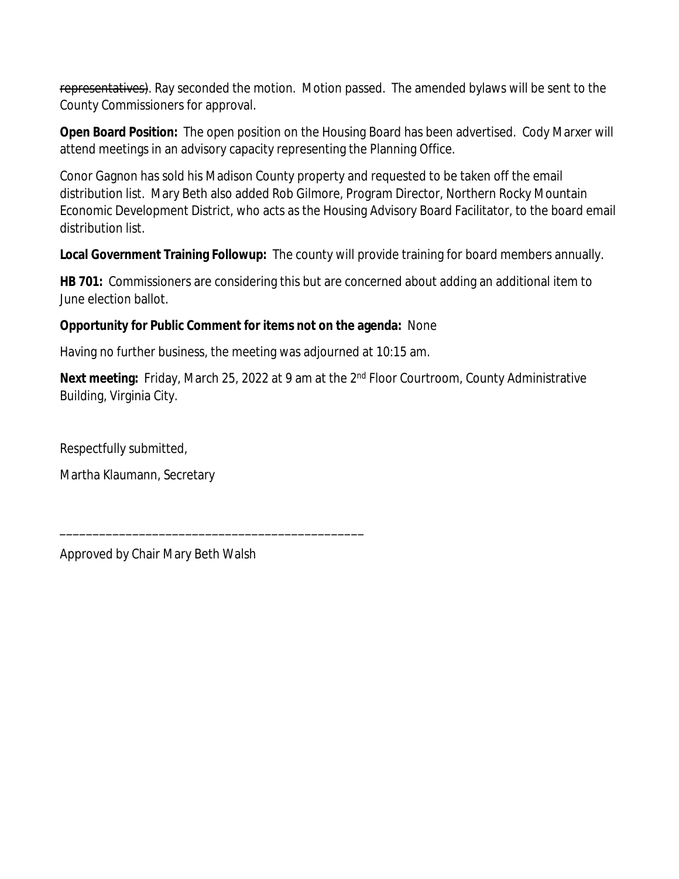~~representatives)~~. Ray seconded the motion. Motion passed. The amended bylaws will be sent to the County Commissioners for approval.

**Open Board Position:** The open position on the Housing Board has been advertised. Cody Marxer will attend meetings in an advisory capacity representing the Planning Office.

Conor Gagnon has sold his Madison County property and requested to be taken off the email distribution list. Mary Beth also added Rob Gilmore, Program Director, Northern Rocky Mountain Economic Development District, who acts as the Housing Advisory Board Facilitator, to the board email distribution list.

**Local Government Training Followup:** The county will provide training for board members annually.

**HB 701:** Commissioners are considering this but are concerned about adding an additional item to June election ballot.

**Opportunity for Public Comment for items not on the agenda:** None

Having no further business, the meeting was adjourned at 10:15 am.

**Next meeting:** Friday, March 25, 2022 at 9 am at the 2nd Floor Courtroom, County Administrative Building, Virginia City.

Respectfully submitted,

Martha Klaumann, Secretary

_______________________________________________

Approved by Chair Mary Beth Walsh